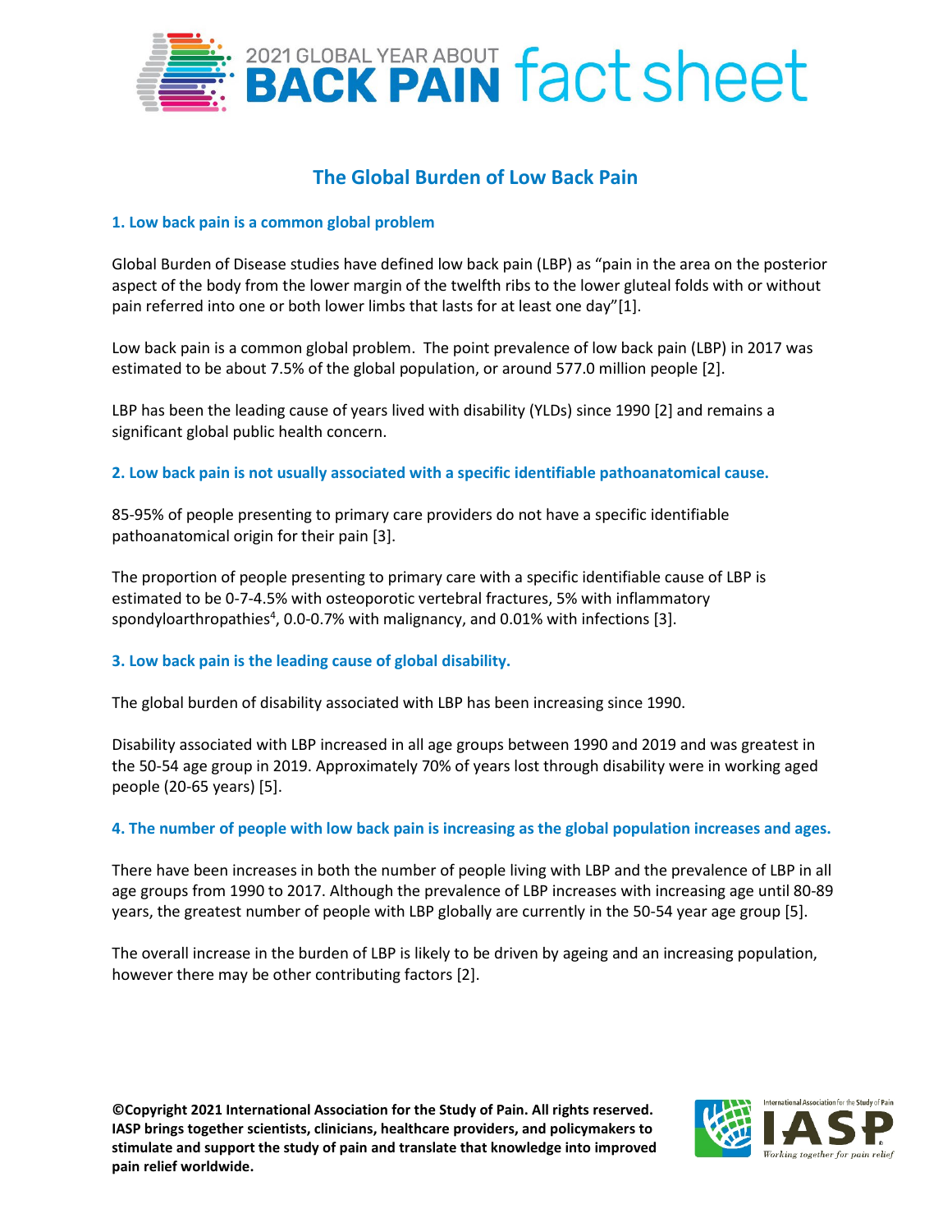# 2021 GLOBAL YEAR ABOUT BACK PAIN fact sheet

## The Global Burden of Low Back Pain

### 1. Low back pain is a common global problem

Global Burden of Disease studies have defined low back pain (LBP) as "pain in the area on the posterior aspect of the body from the lower margin of the twelfth ribs to the lower gluteal folds with or without pain referred into one or both lower limbs that lasts for at least one day"[1].

Low back pain is a common global problem. The point prevalence of low back pain (LBP) in 2017 was estimated to be about 7.5% of the global population, or around 577.0 million people [2].

LBP has been the leading cause of years lived with disability (YLDs) since 1990 [2] and remains a significant global public health concern.

### 2. Low back pain is not usually associated with a specific identifiable pathoanatomical cause.

85-95% of people presenting to primary care providers do not have a specific identifiable pathoanatomical origin for their pain [3].

The proportion of people presenting to primary care with a specific identifiable cause of LBP is estimated to be 0-7-4.5% with osteoporotic vertebral fractures, 5% with inflammatory spondyloarthropathies[4], 0.0-0.7% with malignancy, and 0.01% with infections [3].

### 3. Low back pain is the leading cause of global disability.

The global burden of disability associated with LBP has been increasing since 1990.

Disability associated with LBP increased in all age groups between 1990 and 2019 and was greatest in the 50-54 age group in 2019. Approximately 70% of years lost through disability were in working aged people (20-65 years) [5].

### 4. The number of people with low back pain is increasing as the global population increases and ages.

There have been increases in both the number of people living with LBP and the prevalence of LBP in all age groups from 1990 to 2017. Although the prevalence of LBP increases with increasing age until 80-89 years, the greatest number of people with LBP globally are currently in the 50-54 year age group [5].

The overall increase in the burden of LBP is likely to be driven by ageing and an increasing population, however there may be other contributing factors [2].

**©Copyright 2021 International Association for the Study of Pain. All rights reserved. IASP brings together scientists, clinicians, healthcare providers, and policymakers to stimulate and support the study of pain and translate that knowledge into improved pain relief worldwide.**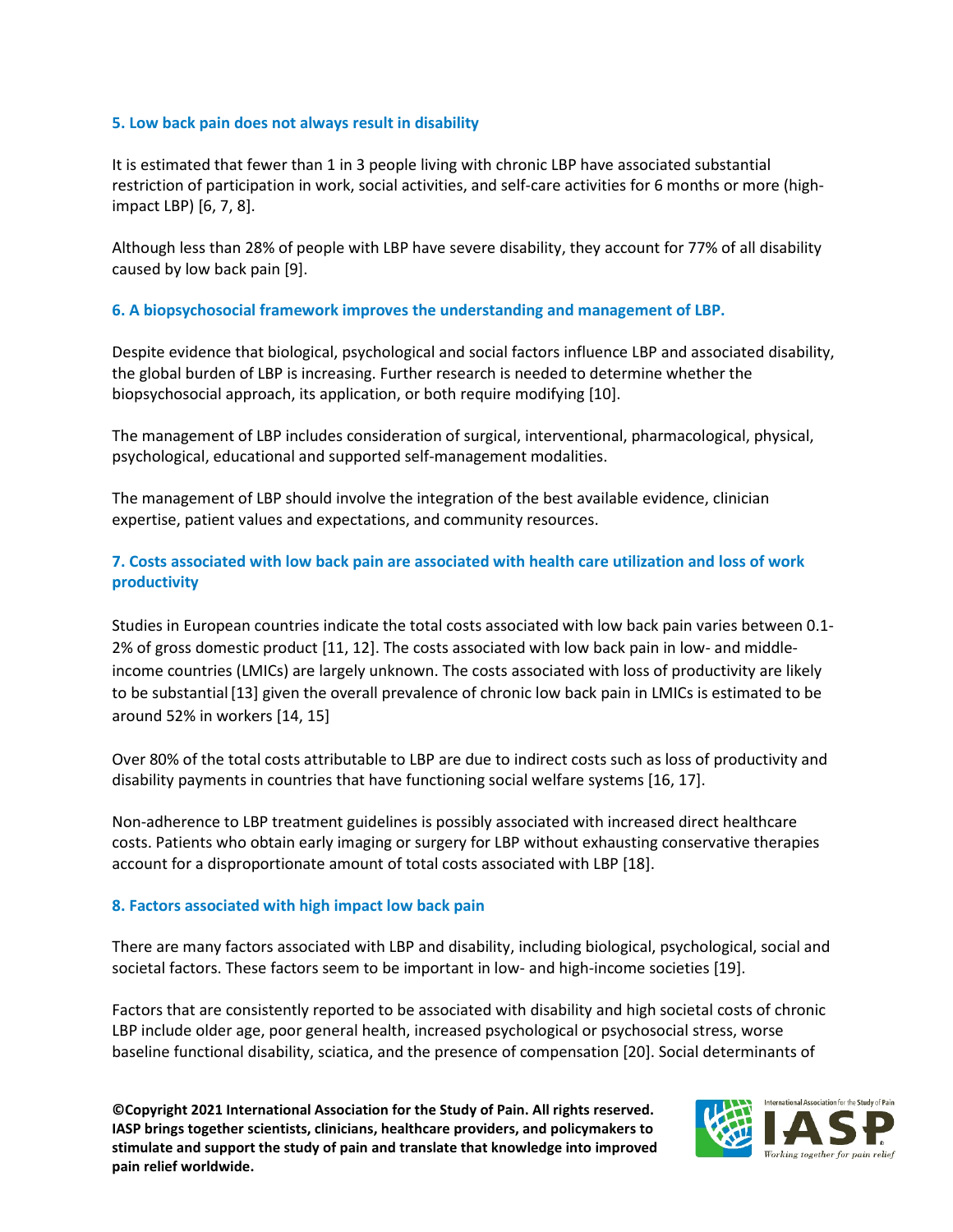### 5. Low back pain does not always result in disability

It is estimated that fewer than 1 in 3 people living with chronic LBP have associated substantial restriction of participation in work, social activities, and self-care activities for 6 months or more (high-impact LBP) [6, 7, 8].

Although less than 28% of people with LBP have severe disability, they account for 77% of all disability caused by low back pain [9].

### 6. A biopsychosocial framework improves the understanding and management of LBP.

Despite evidence that biological, psychological and social factors influence LBP and associated disability, the global burden of LBP is increasing. Further research is needed to determine whether the biopsychosocial approach, its application, or both require modifying [10].

The management of LBP includes consideration of surgical, interventional, pharmacological, physical, psychological, educational and supported self-management modalities.

The management of LBP should involve the integration of the best available evidence, clinician expertise, patient values and expectations, and community resources.

### 7. Costs associated with low back pain are associated with health care utilization and loss of work productivity

Studies in European countries indicate the total costs associated with low back pain varies between 0.1-2% of gross domestic product [11, 12]. The costs associated with low back pain in low- and middle-income countries (LMICs) are largely unknown. The costs associated with loss of productivity are likely to be substantial [13] given the overall prevalence of chronic low back pain in LMICs is estimated to be around 52% in workers [14, 15]

Over 80% of the total costs attributable to LBP are due to indirect costs such as loss of productivity and disability payments in countries that have functioning social welfare systems [16, 17].

Non-adherence to LBP treatment guidelines is possibly associated with increased direct healthcare costs. Patients who obtain early imaging or surgery for LBP without exhausting conservative therapies account for a disproportionate amount of total costs associated with LBP [18].

### 8. Factors associated with high impact low back pain

There are many factors associated with LBP and disability, including biological, psychological, social and societal factors. These factors seem to be important in low- and high-income societies [19].

Factors that are consistently reported to be associated with disability and high societal costs of chronic LBP include older age, poor general health, increased psychological or psychosocial stress, worse baseline functional disability, sciatica, and the presence of compensation [20]. Social determinants of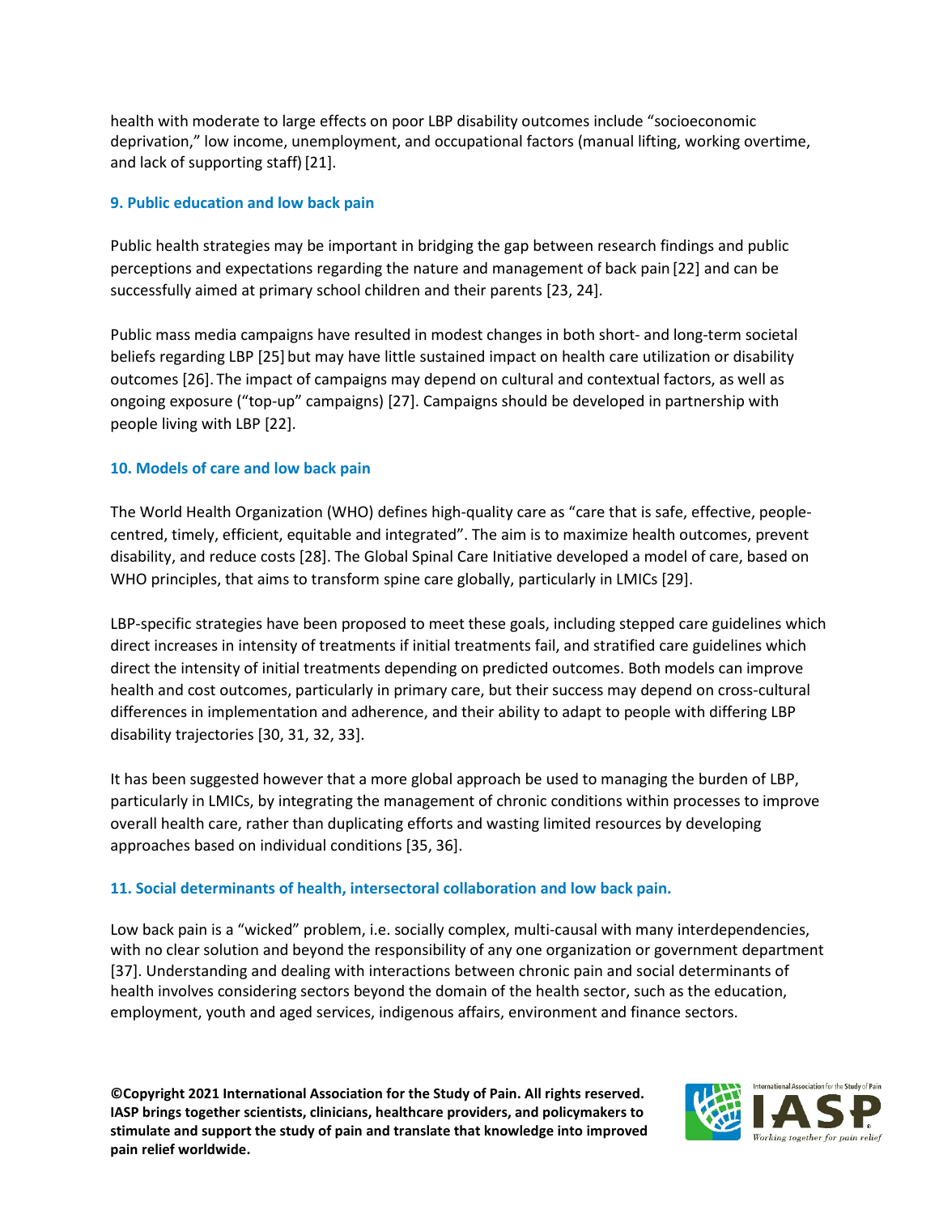health with moderate to large effects on poor LBP disability outcomes include “socioeconomic deprivation,” low income, unemployment, and occupational factors (manual lifting, working overtime, and lack of supporting staff) [21].

### 9. Public education and low back pain

Public health strategies may be important in bridging the gap between research findings and public perceptions and expectations regarding the nature and management of back pain [22] and can be successfully aimed at primary school children and their parents [23, 24].

Public mass media campaigns have resulted in modest changes in both short- and long-term societal beliefs regarding LBP [25] but may have little sustained impact on health care utilization or disability outcomes [26]. The impact of campaigns may depend on cultural and contextual factors, as well as ongoing exposure (“top-up” campaigns) [27]. Campaigns should be developed in partnership with people living with LBP [22].

### 10. Models of care and low back pain

The World Health Organization (WHO) defines high-quality care as “care that is safe, effective, people-centred, timely, efficient, equitable and integrated”. The aim is to maximize health outcomes, prevent disability, and reduce costs [28]. The Global Spinal Care Initiative developed a model of care, based on WHO principles, that aims to transform spine care globally, particularly in LMICs [29].

LBP-specific strategies have been proposed to meet these goals, including stepped care guidelines which direct increases in intensity of treatments if initial treatments fail, and stratified care guidelines which direct the intensity of initial treatments depending on predicted outcomes. Both models can improve health and cost outcomes, particularly in primary care, but their success may depend on cross-cultural differences in implementation and adherence, and their ability to adapt to people with differing LBP disability trajectories [30, 31, 32, 33].

It has been suggested however that a more global approach be used to managing the burden of LBP, particularly in LMICs, by integrating the management of chronic conditions within processes to improve overall health care, rather than duplicating efforts and wasting limited resources by developing approaches based on individual conditions [35, 36].

### 11. Social determinants of health, intersectoral collaboration and low back pain.

Low back pain is a “wicked” problem, i.e. socially complex, multi-causal with many interdependencies, with no clear solution and beyond the responsibility of any one organization or government department [37]. Understanding and dealing with interactions between chronic pain and social determinants of health involves considering sectors beyond the domain of the health sector, such as the education, employment, youth and aged services, indigenous affairs, environment and finance sectors.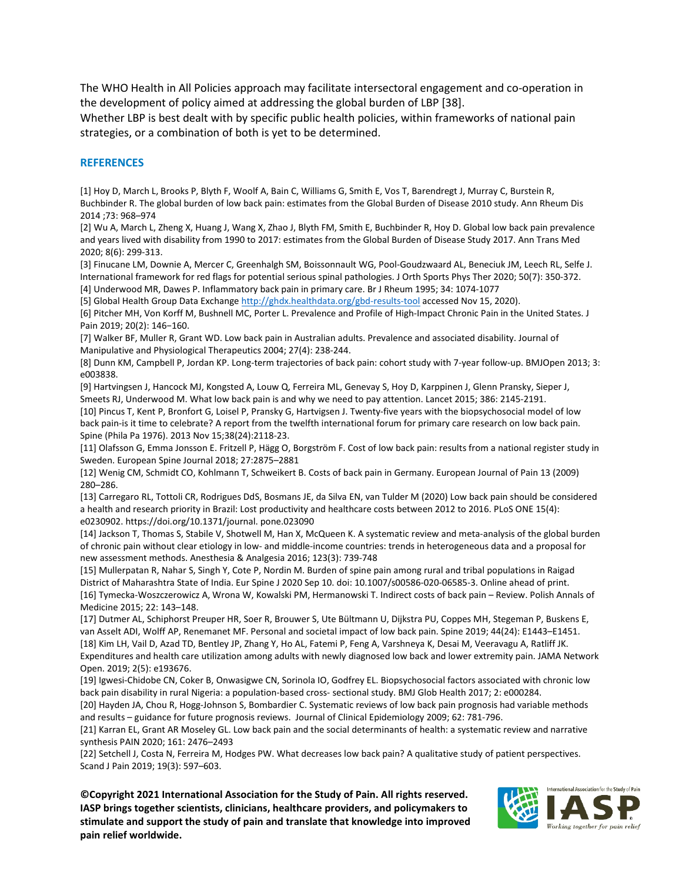The WHO Health in All Policies approach may facilitate intersectoral engagement and co-operation in the development of policy aimed at addressing the global burden of LBP [38].
Whether LBP is best dealt with by specific public health policies, within frameworks of national pain strategies, or a combination of both is yet to be determined.

## REFERENCES

[1] Hoy D, March L, Brooks P, Blyth F, Woolf A, Bain C, Williams G, Smith E, Vos T, Barendregt J, Murray C, Burstein R, Buchbinder R. The global burden of low back pain: estimates from the Global Burden of Disease 2010 study. Ann Rheum Dis 2014 ;73: 968–974

[2] Wu A, March L, Zheng X, Huang J, Wang X, Zhao J, Blyth FM, Smith E, Buchbinder R, Hoy D. Global low back pain prevalence and years lived with disability from 1990 to 2017: estimates from the Global Burden of Disease Study 2017. Ann Trans Med 2020; 8(6): 299-313.

[3] Finucane LM, Downie A, Mercer C, Greenhalgh SM, Boissonnault WG, Pool-Goudzwaard AL, Beneciuk JM, Leech RL, Selfe J. International framework for red flags for potential serious spinal pathologies. J Orth Sports Phys Ther 2020; 50(7): 350-372.

[4] Underwood MR, Dawes P. Inflammatory back pain in primary care. Br J Rheum 1995; 34: 1074-1077

[5] Global Health Group Data Exchange http://ghdx.healthdata.org/gbd-results-tool accessed Nov 15, 2020).

[6] Pitcher MH, Von Korff M, Bushnell MC, Porter L. Prevalence and Profile of High-Impact Chronic Pain in the United States. J Pain 2019; 20(2): 146−160.

[7] Walker BF, Muller R, Grant WD. Low back pain in Australian adults. Prevalence and associated disability. Journal of Manipulative and Physiological Therapeutics 2004; 27(4): 238-244.

[8] Dunn KM, Campbell P, Jordan KP. Long-term trajectories of back pain: cohort study with 7-year follow-up. BMJOpen 2013; 3: e003838.

[9] Hartvingsen J, Hancock MJ, Kongsted A, Louw Q, Ferreira ML, Genevay S, Hoy D, Karppinen J, Glenn Pransky, Sieper J, Smeets RJ, Underwood M. What low back pain is and why we need to pay attention. Lancet 2015; 386: 2145-2191.

[10] Pincus T, Kent P, Bronfort G, Loisel P, Pransky G, Hartvigsen J. Twenty-five years with the biopsychosocial model of low back pain-is it time to celebrate? A report from the twelfth international forum for primary care research on low back pain. Spine (Phila Pa 1976). 2013 Nov 15;38(24):2118-23.

[11] Olafsson G, Emma Jonsson E. Fritzell P, Hägg O, Borgström F. Cost of low back pain: results from a national register study in Sweden. European Spine Journal 2018; 27:2875–2881

[12] Wenig CM, Schmidt CO, Kohlmann T, Schweikert B. Costs of back pain in Germany. European Journal of Pain 13 (2009) 280–286.

[13] Carregaro RL, Tottoli CR, Rodrigues DdS, Bosmans JE, da Silva EN, van Tulder M (2020) Low back pain should be considered a health and research priority in Brazil: Lost productivity and healthcare costs between 2012 to 2016. PLoS ONE 15(4): e0230902. https://doi.org/10.1371/journal. pone.023090

[14] Jackson T, Thomas S, Stabile V, Shotwell M, Han X, McQueen K. A systematic review and meta-analysis of the global burden of chronic pain without clear etiology in low- and middle-income countries: trends in heterogeneous data and a proposal for new assessment methods. Anesthesia & Analgesia 2016; 123(3): 739-748

[15] Mullerpatan R, Nahar S, Singh Y, Cote P, Nordin M. Burden of spine pain among rural and tribal populations in Raigad District of Maharashtra State of India. Eur Spine J 2020 Sep 10. doi: 10.1007/s00586-020-06585-3. Online ahead of print.

[16] Tymecka-Woszczerowicz A, Wrona W, Kowalski PM, Hermanowski T. Indirect costs of back pain – Review. Polish Annals of Medicine 2015; 22: 143–148.

[17] Dutmer AL, Schiphorst Preuper HR, Soer R, Brouwer S, Ute Bültmann U, Dijkstra PU, Coppes MH, Stegeman P, Buskens E, van Asselt ADI, Wolff AP, Renemanet MF. Personal and societal impact of low back pain. Spine 2019; 44(24): E1443–E1451.

[18] Kim LH, Vail D, Azad TD, Bentley JP, Zhang Y, Ho AL, Fatemi P, Feng A, Varshneya K, Desai M, Veeravagu A, Ratliff JK. Expenditures and health care utilization among adults with newly diagnosed low back and lower extremity pain. JAMA Network Open. 2019; 2(5): e193676.

[19] Igwesi-Chidobe CN, Coker B, Onwasigwe CN, Sorinola IO, Godfrey EL. Biopsychosocial factors associated with chronic low back pain disability in rural Nigeria: a population-based cross- sectional study. BMJ Glob Health 2017; 2: e000284.

[20] Hayden JA, Chou R, Hogg-Johnson S, Bombardier C. Systematic reviews of low back pain prognosis had variable methods and results – guidance for future prognosis reviews. Journal of Clinical Epidemiology 2009; 62: 781-796.

[21] Karran EL, Grant AR Moseley GL. Low back pain and the social determinants of health: a systematic review and narrative synthesis PAIN 2020; 161: 2476–2493

[22] Setchell J, Costa N, Ferreira M, Hodges PW. What decreases low back pain? A qualitative study of patient perspectives. Scand J Pain 2019; 19(3): 597–603.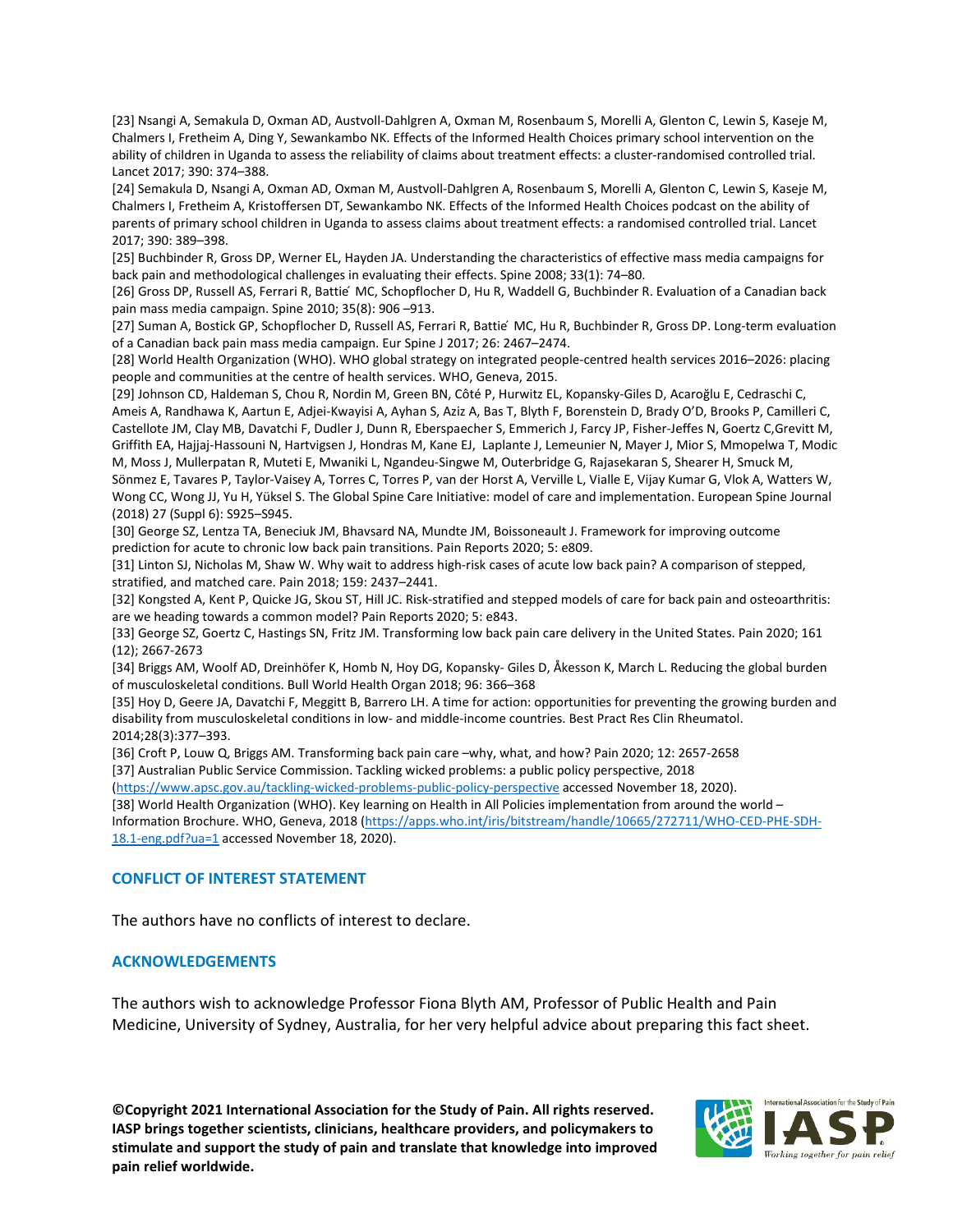[23] Nsangi A, Semakula D, Oxman AD, Austvoll-Dahlgren A, Oxman M, Rosenbaum S, Morelli A, Glenton C, Lewin S, Kaseje M, Chalmers I, Fretheim A, Ding Y, Sewankambo NK. Effects of the Informed Health Choices primary school intervention on the ability of children in Uganda to assess the reliability of claims about treatment effects: a cluster-randomised controlled trial. Lancet 2017; 390: 374–388.

[24] Semakula D, Nsangi A, Oxman AD, Oxman M, Austvoll-Dahlgren A, Rosenbaum S, Morelli A, Glenton C, Lewin S, Kaseje M, Chalmers I, Fretheim A, Kristoffersen DT, Sewankambo NK. Effects of the Informed Health Choices podcast on the ability of parents of primary school children in Uganda to assess claims about treatment effects: a randomised controlled trial. Lancet 2017; 390: 389–398.

[25] Buchbinder R, Gross DP, Werner EL, Hayden JA. Understanding the characteristics of effective mass media campaigns for back pain and methodological challenges in evaluating their effects. Spine 2008; 33(1): 74–80.

[26] Gross DP, Russell AS, Ferrari R, Battié MC, Schopflocher D, Hu R, Waddell G, Buchbinder R. Evaluation of a Canadian back pain mass media campaign. Spine 2010; 35(8): 906 –913.

[27] Suman A, Bostick GP, Schopflocher D, Russell AS, Ferrari R, Battié MC, Hu R, Buchbinder R, Gross DP. Long-term evaluation of a Canadian back pain mass media campaign. Eur Spine J 2017; 26: 2467–2474.

[28] World Health Organization (WHO). WHO global strategy on integrated people-centred health services 2016–2026: placing people and communities at the centre of health services. WHO, Geneva, 2015.

[29] Johnson CD, Haldeman S, Chou R, Nordin M, Green BN, Côté P, Hurwitz EL, Kopansky-Giles D, Acaroğlu E, Cedraschi C, Ameis A, Randhawa K, Aartun E, Adjei-Kwayisi A, Ayhan S, Aziz A, Bas T, Blyth F, Borenstein D, Brady O'D, Brooks P, Camilleri C, Castellote JM, Clay MB, Davatchi F, Dudler J, Dunn R, Eberspaecher S, Emmerich J, Farcy JP, Fisher-Jeffes N, Goertz C,Grevitt M, Griffith EA, Hajjaj-Hassouni N, Hartvigsen J, Hondras M, Kane EJ, Laplante J, Lemeunier N, Mayer J, Mior S, Mmopelwa T, Modic M, Moss J, Mullerpatan R, Muteti E, Mwaniki L, Ngandeu-Singwe M, Outerbridge G, Rajasekaran S, Shearer H, Smuck M, Sönmez E, Tavares P, Taylor-Vaisey A, Torres C, Torres P, van der Horst A, Verville L, Vialle E, Vijay Kumar G, Vlok A, Watters W, Wong CC, Wong JJ, Yu H, Yüksel S. The Global Spine Care Initiative: model of care and implementation. European Spine Journal (2018) 27 (Suppl 6): S925–S945.

[30] George SZ, Lentza TA, Beneciuk JM, Bhavsard NA, Mundte JM, Boissoneault J. Framework for improving outcome prediction for acute to chronic low back pain transitions. Pain Reports 2020; 5: e809.

[31] Linton SJ, Nicholas M, Shaw W. Why wait to address high-risk cases of acute low back pain? A comparison of stepped, stratified, and matched care. Pain 2018; 159: 2437–2441.

[32] Kongsted A, Kent P, Quicke JG, Skou ST, Hill JC. Risk-stratified and stepped models of care for back pain and osteoarthritis: are we heading towards a common model? Pain Reports 2020; 5: e843.

[33] George SZ, Goertz C, Hastings SN, Fritz JM. Transforming low back pain care delivery in the United States. Pain 2020; 161 (12); 2667-2673

[34] Briggs AM, Woolf AD, Dreinhöfer K, Homb N, Hoy DG, Kopansky- Giles D, Åkesson K, March L. Reducing the global burden of musculoskeletal conditions. Bull World Health Organ 2018; 96: 366–368

[35] Hoy D, Geere JA, Davatchi F, Meggitt B, Barrero LH. A time for action: opportunities for preventing the growing burden and disability from musculoskeletal conditions in low- and middle-income countries. Best Pract Res Clin Rheumatol. 2014;28(3):377–393.

[36] Croft P, Louw Q, Briggs AM. Transforming back pain care –why, what, and how? Pain 2020; 12: 2657-2658

[37] Australian Public Service Commission. Tackling wicked problems: a public policy perspective, 2018 (https://www.apsc.gov.au/tackling-wicked-problems-public-policy-perspective accessed November 18, 2020).

[38] World Health Organization (WHO). Key learning on Health in All Policies implementation from around the world – Information Brochure. WHO, Geneva, 2018 (https://apps.who.int/iris/bitstream/handle/10665/272711/WHO-CED-PHE-SDH-18.1-eng.pdf?ua=1 accessed November 18, 2020).

## CONFLICT OF INTEREST STATEMENT

The authors have no conflicts of interest to declare.

## ACKNOWLEDGEMENTS

The authors wish to acknowledge Professor Fiona Blyth AM, Professor of Public Health and Pain Medicine, University of Sydney, Australia, for her very helpful advice about preparing this fact sheet.

**©Copyright 2021 International Association for the Study of Pain. All rights reserved. IASP brings together scientists, clinicians, healthcare providers, and policymakers to stimulate and support the study of pain and translate that knowledge into improved pain relief worldwide.**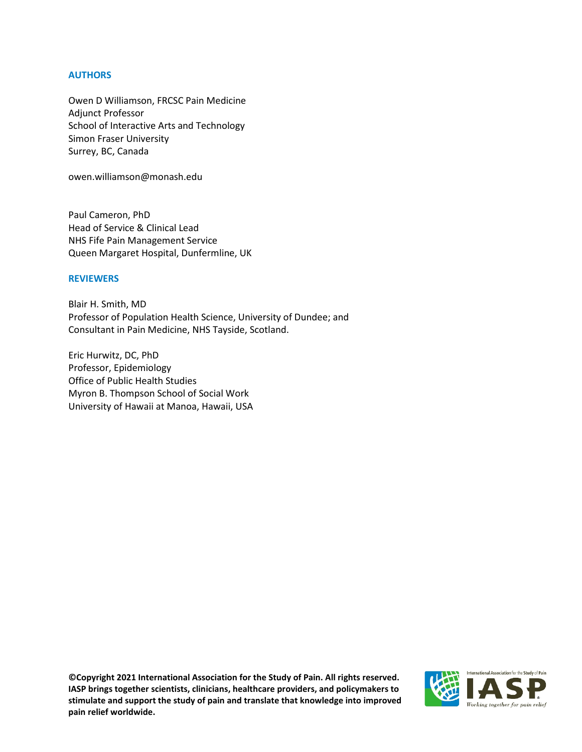## AUTHORS

Owen D Williamson, FRCSC Pain Medicine
Adjunct Professor
School of Interactive Arts and Technology
Simon Fraser University
Surrey, BC, Canada

owen.williamson@monash.edu

Paul Cameron, PhD
Head of Service & Clinical Lead
NHS Fife Pain Management Service
Queen Margaret Hospital, Dunfermline, UK

## REVIEWERS

Blair H. Smith, MD
Professor of Population Health Science, University of Dundee; and
Consultant in Pain Medicine, NHS Tayside, Scotland.

Eric Hurwitz, DC, PhD
Professor, Epidemiology
Office of Public Health Studies
Myron B. Thompson School of Social Work
University of Hawaii at Manoa, Hawaii, USA

**©Copyright 2021 International Association for the Study of Pain. All rights reserved. IASP brings together scientists, clinicians, healthcare providers, and policymakers to stimulate and support the study of pain and translate that knowledge into improved pain relief worldwide.**

International Association for the Study of Pain
IASP
*Working together for pain relief*